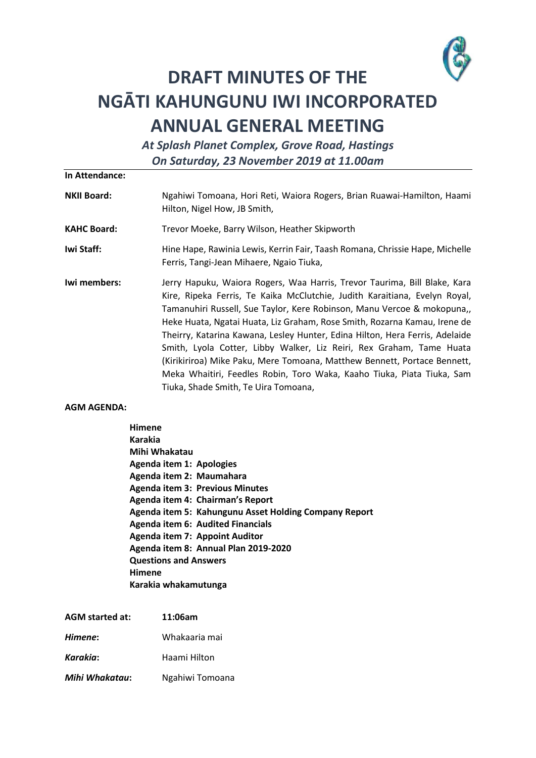# DRAFT MINUTES OF THE NGĀTI KAHUNGUNU IWI INCORPORATED ANNUAL GENERAL MEETING

***At Splash Planet Complex, Grove Road, Hastings***
***On Saturday, 23 November 2019 at 11.00am***

**In Attendance:**

**NKII Board:** Ngahiwi Tomoana, Hori Reti, Waiora Rogers, Brian Ruawai-Hamilton, Haami Hilton, Nigel How, JB Smith,

**KAHC Board:** Trevor Moeke, Barry Wilson, Heather Skipworth

**Iwi Staff:** Hine Hape, Rawinia Lewis, Kerrin Fair, Taash Romana, Chrissie Hape, Michelle Ferris, Tangi-Jean Mihaere, Ngaio Tiuka,

**Iwi members:** Jerry Hapuku, Waiora Rogers, Waa Harris, Trevor Taurima, Bill Blake, Kara Kire, Ripeka Ferris, Te Kaika McClutchie, Judith Karaitiana, Evelyn Royal, Tamanuhiri Russell, Sue Taylor, Kere Robinson, Manu Vercoe & mokopuna,, Heke Huata, Ngatai Huata, Liz Graham, Rose Smith, Rozarna Kamau, Irene de Theirry, Katarina Kawana, Lesley Hunter, Edina Hilton, Hera Ferris, Adelaide Smith, Lyola Cotter, Libby Walker, Liz Reiri, Rex Graham, Tame Huata (Kirikiriroa) Mike Paku, Mere Tomoana, Matthew Bennett, Portace Bennett, Meka Whaitiri, Feedles Robin, Toro Waka, Kaaho Tiuka, Piata Tiuka, Sam Tiuka, Shade Smith, Te Uira Tomoana,

**AGM AGENDA:**

**Himene**
**Karakia**
**Mihi Whakatau**
**Agenda item 1: Apologies**
**Agenda item 2: Maumahara**
**Agenda item 3: Previous Minutes**
**Agenda item 4: Chairman's Report**
**Agenda item 5: Kahungunu Asset Holding Company Report**
**Agenda item 6: Audited Financials**
**Agenda item 7: Appoint Auditor**
**Agenda item 8: Annual Plan 2019-2020**
**Questions and Answers**
**Himene**
**Karakia whakamutunga**

**AGM started at:** **11:06am**

***Himene*:** Whakaaria mai

***Karakia*:** Haami Hilton

***Mihi Whakatau*:** Ngahiwi Tomoana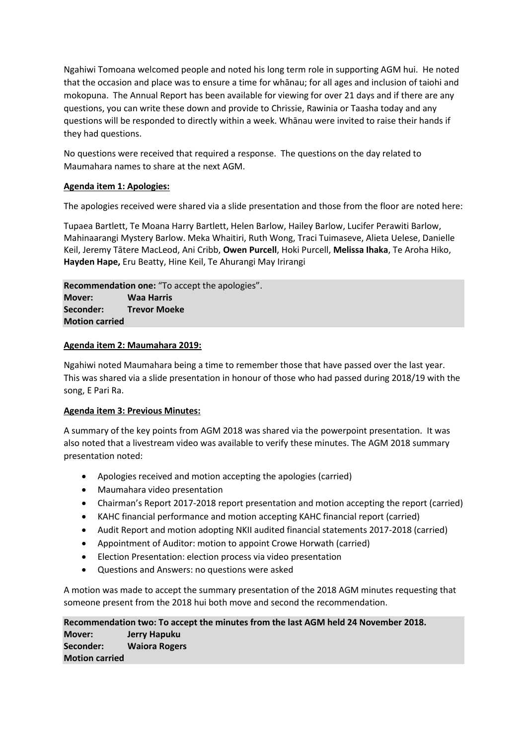Ngahiwi Tomoana welcomed people and noted his long term role in supporting AGM hui. He noted that the occasion and place was to ensure a time for whānau; for all ages and inclusion of taiohi and mokopuna. The Annual Report has been available for viewing for over 21 days and if there are any questions, you can write these down and provide to Chrissie, Rawinia or Taasha today and any questions will be responded to directly within a week. Whānau were invited to raise their hands if they had questions.

No questions were received that required a response. The questions on the day related to Maumahara names to share at the next AGM.

**Agenda item 1: Apologies:**

The apologies received were shared via a slide presentation and those from the floor are noted here:

Tupaea Bartlett, Te Moana Harry Bartlett, Helen Barlow, Hailey Barlow, Lucifer Perawiti Barlow, Mahinaarangi Mystery Barlow. Meka Whaitiri, Ruth Wong, Traci Tuimaseve, Alieta Uelese, Danielle Keil, Jeremy Tātere MacLeod, Ani Cribb, **Owen Purcell**, Hoki Purcell, **Melissa Ihaka**, Te Aroha Hiko, **Hayden Hape,** Eru Beatty, Hine Keil, Te Ahurangi May Irirangi

**Recommendation one:** "To accept the apologies".
**Mover:** **Waa Harris**
**Seconder:** **Trevor Moeke**
**Motion carried**

**Agenda item 2: Maumahara 2019:**

Ngahiwi noted Maumahara being a time to remember those that have passed over the last year. This was shared via a slide presentation in honour of those who had passed during 2018/19 with the song, E Pari Ra.

**Agenda item 3: Previous Minutes:**

A summary of the key points from AGM 2018 was shared via the powerpoint presentation. It was also noted that a livestream video was available to verify these minutes. The AGM 2018 summary presentation noted:

- Apologies received and motion accepting the apologies (carried)
- Maumahara video presentation
- Chairman's Report 2017-2018 report presentation and motion accepting the report (carried)
- KAHC financial performance and motion accepting KAHC financial report (carried)
- Audit Report and motion adopting NKII audited financial statements 2017-2018 (carried)
- Appointment of Auditor: motion to appoint Crowe Horwath (carried)
- Election Presentation: election process via video presentation
- Questions and Answers: no questions were asked

A motion was made to accept the summary presentation of the 2018 AGM minutes requesting that someone present from the 2018 hui both move and second the recommendation.

**Recommendation two: To accept the minutes from the last AGM held 24 November 2018.**
**Mover:** **Jerry Hapuku**
**Seconder:** **Waiora Rogers**
**Motion carried**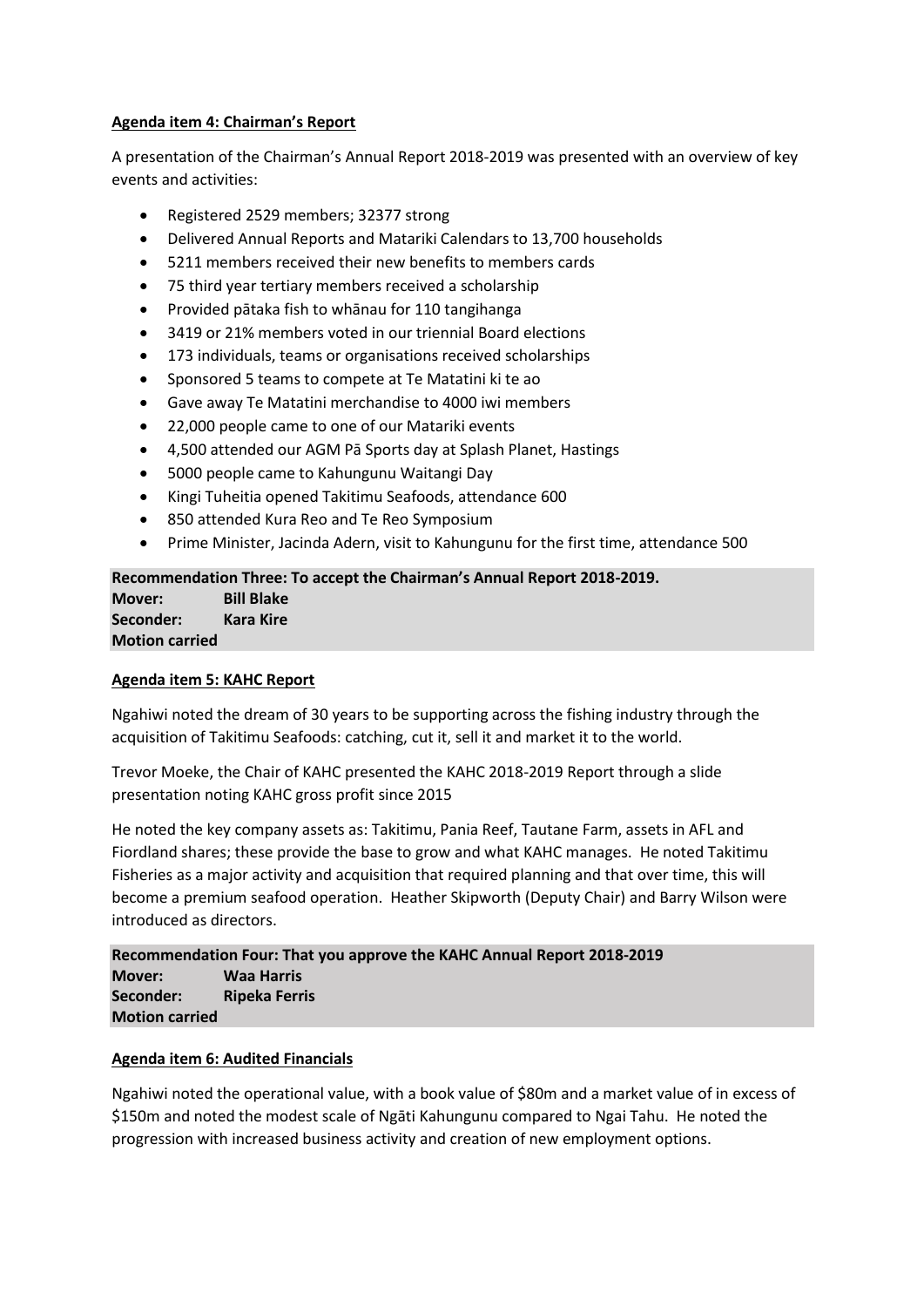**Agenda item 4: Chairman's Report**

A presentation of the Chairman's Annual Report 2018-2019 was presented with an overview of key events and activities:

- Registered 2529 members; 32377 strong
- Delivered Annual Reports and Matariki Calendars to 13,700 households
- 5211 members received their new benefits to members cards
- 75 third year tertiary members received a scholarship
- Provided pātaka fish to whānau for 110 tangihanga
- 3419 or 21% members voted in our triennial Board elections
- 173 individuals, teams or organisations received scholarships
- Sponsored 5 teams to compete at Te Matatini ki te ao
- Gave away Te Matatini merchandise to 4000 iwi members
- 22,000 people came to one of our Matariki events
- 4,500 attended our AGM Pā Sports day at Splash Planet, Hastings
- 5000 people came to Kahungunu Waitangi Day
- Kingi Tuheitia opened Takitimu Seafoods, attendance 600
- 850 attended Kura Reo and Te Reo Symposium
- Prime Minister, Jacinda Adern, visit to Kahungunu for the first time, attendance 500

**Recommendation Three: To accept the Chairman's Annual Report 2018-2019.**
**Mover:** **Bill Blake**
**Seconder:** **Kara Kire**
**Motion carried**

**Agenda item 5: KAHC Report**

Ngahiwi noted the dream of 30 years to be supporting across the fishing industry through the acquisition of Takitimu Seafoods: catching, cut it, sell it and market it to the world.

Trevor Moeke, the Chair of KAHC presented the KAHC 2018-2019 Report through a slide presentation noting KAHC gross profit since 2015

He noted the key company assets as: Takitimu, Pania Reef, Tautane Farm, assets in AFL and Fiordland shares; these provide the base to grow and what KAHC manages. He noted Takitimu Fisheries as a major activity and acquisition that required planning and that over time, this will become a premium seafood operation. Heather Skipworth (Deputy Chair) and Barry Wilson were introduced as directors.

**Recommendation Four: That you approve the KAHC Annual Report 2018-2019**
**Mover:** **Waa Harris**
**Seconder:** **Ripeka Ferris**
**Motion carried**

**Agenda item 6: Audited Financials**

Ngahiwi noted the operational value, with a book value of \$80m and a market value of in excess of \$150m and noted the modest scale of Ngāti Kahungunu compared to Ngai Tahu. He noted the progression with increased business activity and creation of new employment options.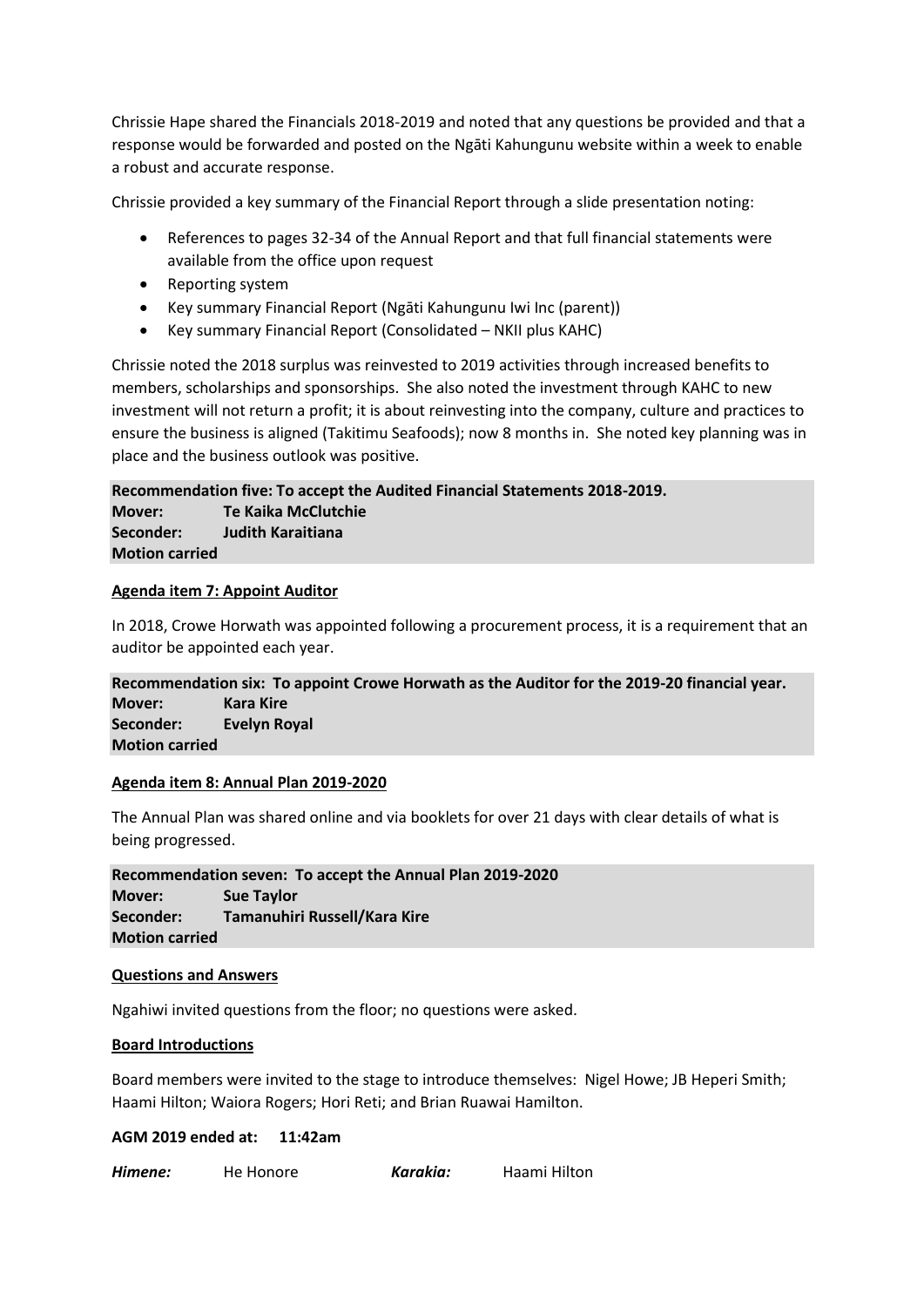Chrissie Hape shared the Financials 2018-2019 and noted that any questions be provided and that a response would be forwarded and posted on the Ngāti Kahungunu website within a week to enable a robust and accurate response.

Chrissie provided a key summary of the Financial Report through a slide presentation noting:

- References to pages 32-34 of the Annual Report and that full financial statements were available from the office upon request
- Reporting system
- Key summary Financial Report (Ngāti Kahungunu Iwi Inc (parent))
- Key summary Financial Report (Consolidated – NKII plus KAHC)

Chrissie noted the 2018 surplus was reinvested to 2019 activities through increased benefits to members, scholarships and sponsorships. She also noted the investment through KAHC to new investment will not return a profit; it is about reinvesting into the company, culture and practices to ensure the business is aligned (Takitimu Seafoods); now 8 months in. She noted key planning was in place and the business outlook was positive.

**Recommendation five: To accept the Audited Financial Statements 2018-2019.**
**Mover:** **Te Kaika McClutchie**
**Seconder:** **Judith Karaitiana**
**Motion carried**

**Agenda item 7: Appoint Auditor**

In 2018, Crowe Horwath was appointed following a procurement process, it is a requirement that an auditor be appointed each year.

**Recommendation six: To appoint Crowe Horwath as the Auditor for the 2019-20 financial year.**
**Mover:** **Kara Kire**
**Seconder:** **Evelyn Royal**
**Motion carried**

**Agenda item 8: Annual Plan 2019-2020**

The Annual Plan was shared online and via booklets for over 21 days with clear details of what is being progressed.

**Recommendation seven: To accept the Annual Plan 2019-2020**
**Mover:** **Sue Taylor**
**Seconder:** **Tamanuhiri Russell/Kara Kire**
**Motion carried**

**Questions and Answers**

Ngahiwi invited questions from the floor; no questions were asked.

**Board Introductions**

Board members were invited to the stage to introduce themselves: Nigel Howe; JB Heperi Smith; Haami Hilton; Waiora Rogers; Hori Reti; and Brian Ruawai Hamilton.

**AGM 2019 ended at: 11:42am**

***Himene:*** He Honore ***Karakia:*** Haami Hilton